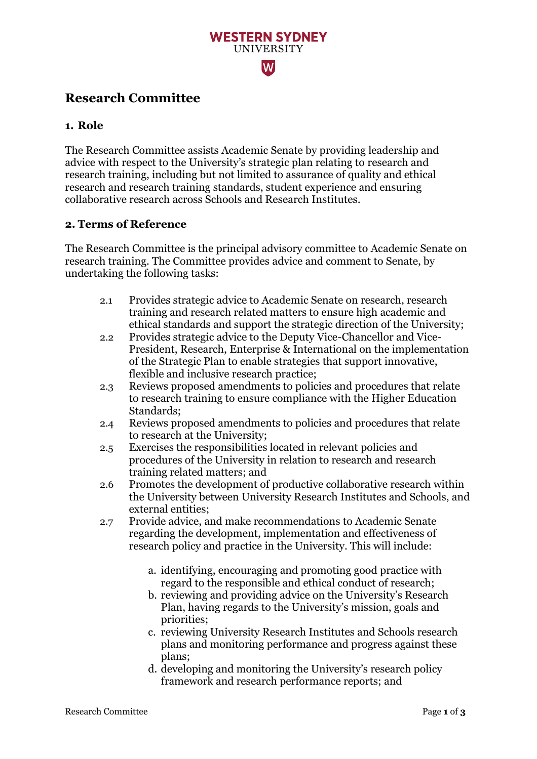**WESTERN SYDNEY**
UNIVERSITY

# Research Committee

## 1. Role

The Research Committee assists Academic Senate by providing leadership and advice with respect to the University's strategic plan relating to research and research training, including but not limited to assurance of quality and ethical research and research training standards, student experience and ensuring collaborative research across Schools and Research Institutes.

## 2. Terms of Reference

The Research Committee is the principal advisory committee to Academic Senate on research training. The Committee provides advice and comment to Senate, by undertaking the following tasks:

- 2.1 Provides strategic advice to Academic Senate on research, research training and research related matters to ensure high academic and ethical standards and support the strategic direction of the University;
- 2.2 Provides strategic advice to the Deputy Vice-Chancellor and Vice-President, Research, Enterprise & International on the implementation of the Strategic Plan to enable strategies that support innovative, flexible and inclusive research practice;
- 2.3 Reviews proposed amendments to policies and procedures that relate to research training to ensure compliance with the Higher Education Standards;
- 2.4 Reviews proposed amendments to policies and procedures that relate to research at the University;
- 2.5 Exercises the responsibilities located in relevant policies and procedures of the University in relation to research and research training related matters; and
- 2.6 Promotes the development of productive collaborative research within the University between University Research Institutes and Schools, and external entities;
- 2.7 Provide advice, and make recommendations to Academic Senate regarding the development, implementation and effectiveness of research policy and practice in the University. This will include:
    a. identifying, encouraging and promoting good practice with regard to the responsible and ethical conduct of research;
    b. reviewing and providing advice on the University's Research Plan, having regards to the University's mission, goals and priorities;
    c. reviewing University Research Institutes and Schools research plans and monitoring performance and progress against these plans;
    d. developing and monitoring the University's research policy framework and research performance reports; and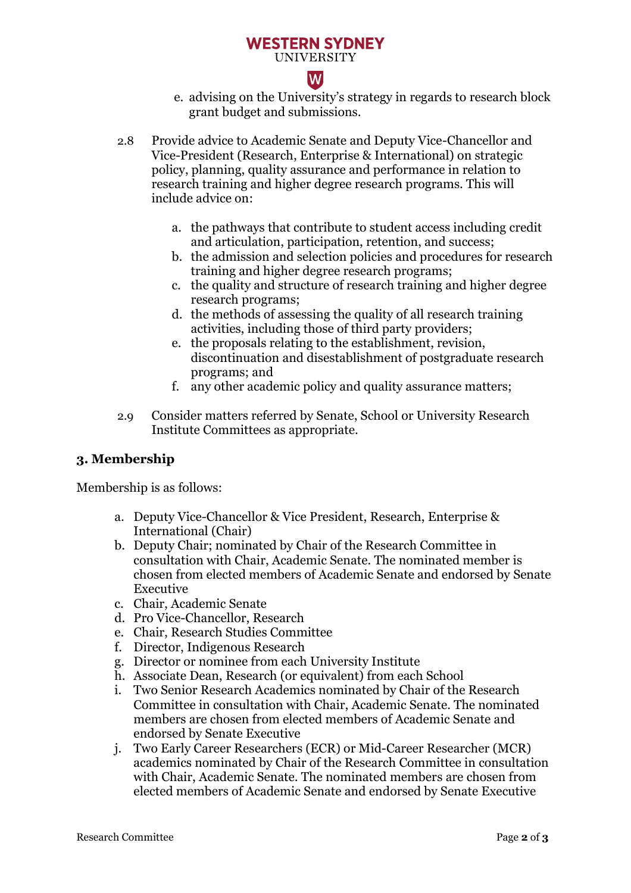e. advising on the University's strategy in regards to research block grant budget and submissions.

2.8 Provide advice to Academic Senate and Deputy Vice-Chancellor and Vice-President (Research, Enterprise & International) on strategic policy, planning, quality assurance and performance in relation to research training and higher degree research programs. This will include advice on:

a. the pathways that contribute to student access including credit and articulation, participation, retention, and success;
b. the admission and selection policies and procedures for research training and higher degree research programs;
c. the quality and structure of research training and higher degree research programs;
d. the methods of assessing the quality of all research training activities, including those of third party providers;
e. the proposals relating to the establishment, revision, discontinuation and disestablishment of postgraduate research programs; and
f. any other academic policy and quality assurance matters;

2.9 Consider matters referred by Senate, School or University Research Institute Committees as appropriate.

## 3. Membership

Membership is as follows:

a. Deputy Vice-Chancellor & Vice President, Research, Enterprise & International (Chair)
b. Deputy Chair; nominated by Chair of the Research Committee in consultation with Chair, Academic Senate. The nominated member is chosen from elected members of Academic Senate and endorsed by Senate Executive
c. Chair, Academic Senate
d. Pro Vice-Chancellor, Research
e. Chair, Research Studies Committee
f. Director, Indigenous Research
g. Director or nominee from each University Institute
h. Associate Dean, Research (or equivalent) from each School
i. Two Senior Research Academics nominated by Chair of the Research Committee in consultation with Chair, Academic Senate. The nominated members are chosen from elected members of Academic Senate and endorsed by Senate Executive
j. Two Early Career Researchers (ECR) or Mid-Career Researcher (MCR) academics nominated by Chair of the Research Committee in consultation with Chair, Academic Senate. The nominated members are chosen from elected members of Academic Senate and endorsed by Senate Executive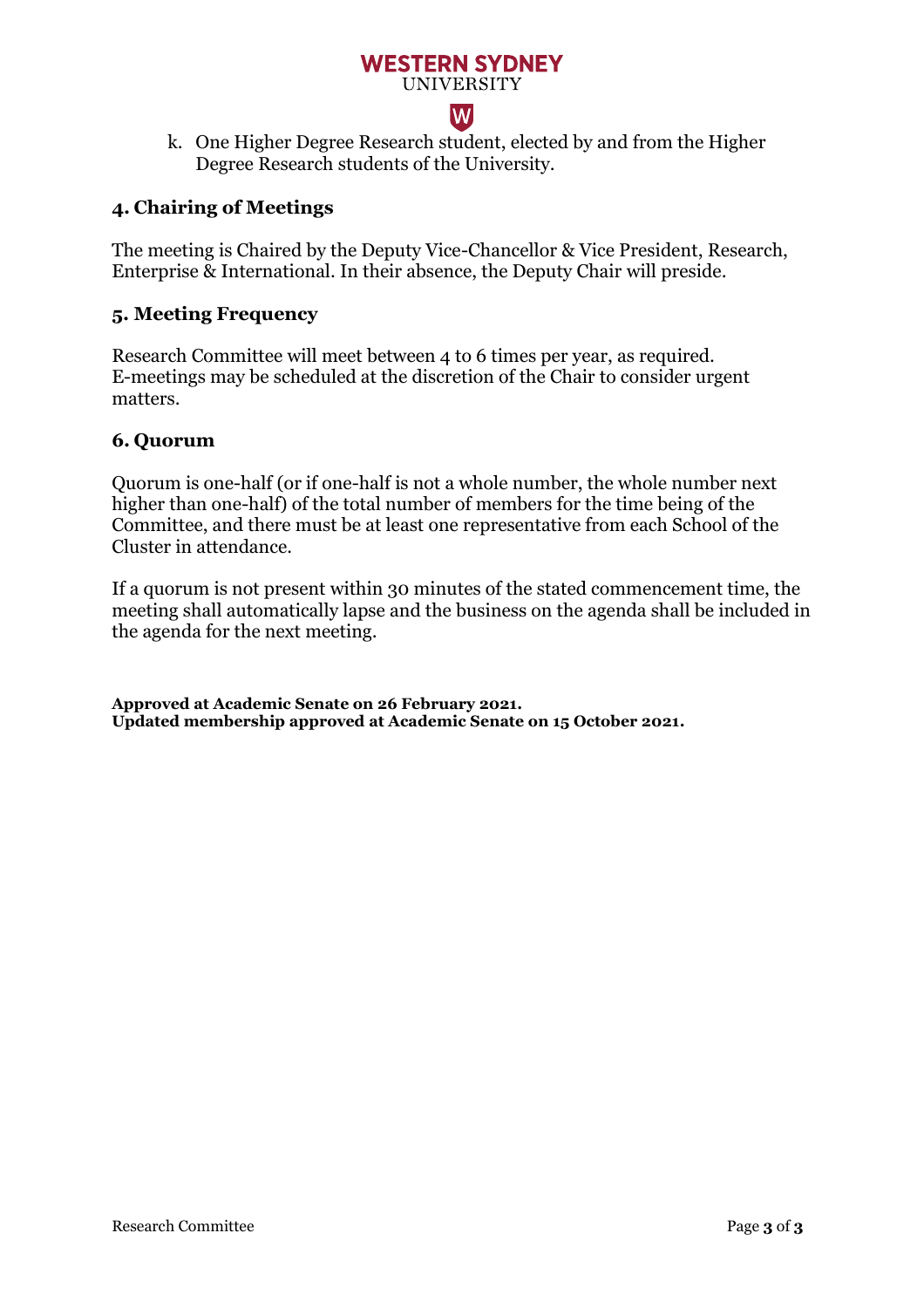k. One Higher Degree Research student, elected by and from the Higher Degree Research students of the University.

## 4. Chairing of Meetings

The meeting is Chaired by the Deputy Vice-Chancellor & Vice President, Research, Enterprise & International. In their absence, the Deputy Chair will preside.

## 5. Meeting Frequency

Research Committee will meet between 4 to 6 times per year, as required. E-meetings may be scheduled at the discretion of the Chair to consider urgent matters.

## 6. Quorum

Quorum is one-half (or if one-half is not a whole number, the whole number next higher than one-half) of the total number of members for the time being of the Committee, and there must be at least one representative from each School of the Cluster in attendance.

If a quorum is not present within 30 minutes of the stated commencement time, the meeting shall automatically lapse and the business on the agenda shall be included in the agenda for the next meeting.

**Approved at Academic Senate on 26 February 2021.**
**Updated membership approved at Academic Senate on 15 October 2021.**